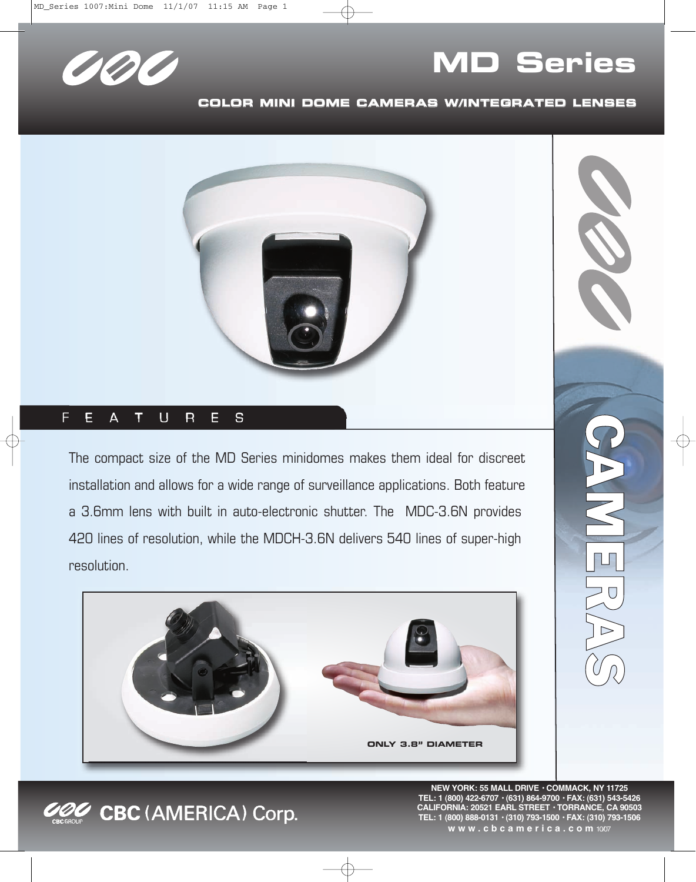# MD Series

## COLOR MINI DOME CAMERAS W/INTEGRATED LENSES

CAMERAS

## FEATURES

The compact size of the MD Series minidomes makes them ideal for discreet installation and allows for a wide range of surveillance applications. Both feature a 3.6mm lens with built in auto-electronic shutter. The MDC-3.6N provides 420 lines of resolution, while the MDCH-3.6N delivers 540 lines of super-high resolution.

ONLY 3.8" DIAMETER

CBC (AMERICA) Corp.

NEW YORK: 55 MALL DRIVE • COMMACK, NY 11725
TEL: 1 (800) 422-6707 • (631) 864-9700 • FAX: (631) 543-5426
CALIFORNIA: 20521 EARL STREET • TORRANCE, CA 90503
TEL: 1 (800) 888-0131 • (310) 793-1500 • FAX: (310) 793-1506
www.cbcamerica.com 1007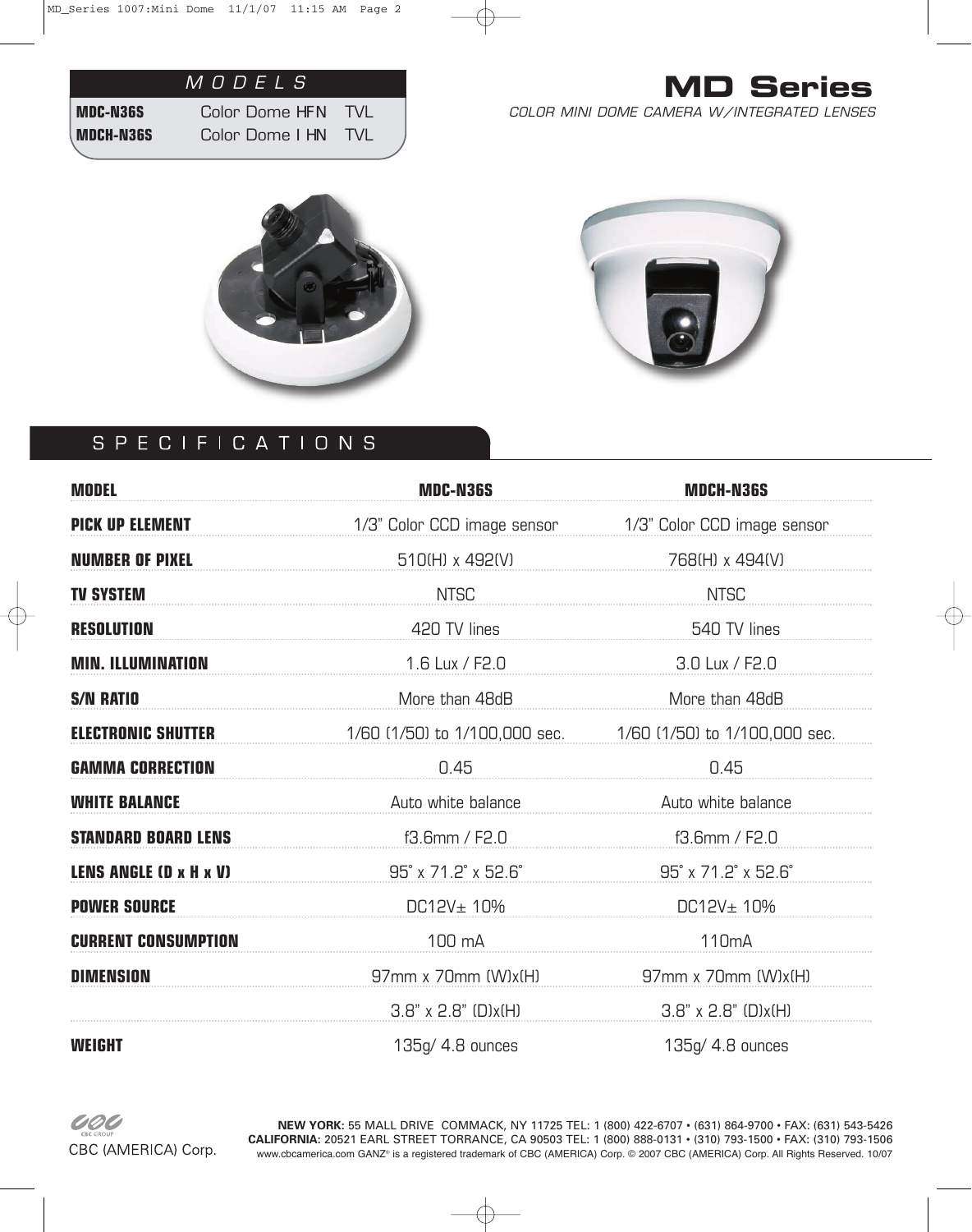## MODELS

| | | |
|---|---|---|
| **MDC-N36S** | Color Dome HFN | TVL |
| **MDCH-N36S** | Color Dome I HN | TVL |

# MD Series

*COLOR MINI DOME CAMERA W/INTEGRATED LENSES*

## SPECIFICATIONS

| **MODEL** | **MDC-N36S** | **MDCH-N36S** |
|---|---|---|
| **PICK UP ELEMENT** | 1/3" Color CCD image sensor | 1/3" Color CCD image sensor |
| **NUMBER OF PIXEL** | 510(H) x 492(V) | 768(H) x 494(V) |
| **TV SYSTEM** | NTSC | NTSC |
| **RESOLUTION** | 420 TV lines | 540 TV lines |
| **MIN. ILLUMINATION** | 1.6 Lux / F2.0 | 3.0 Lux / F2.0 |
| **S/N RATIO** | More than 48dB | More than 48dB |
| **ELECTRONIC SHUTTER** | 1/60 (1/50) to 1/100,000 sec. | 1/60 (1/50) to 1/100,000 sec. |
| **GAMMA CORRECTION** | 0.45 | 0.45 |
| **WHITE BALANCE** | Auto white balance | Auto white balance |
| **STANDARD BOARD LENS** | f3.6mm / F2.0 | f3.6mm / F2.0 |
| **LENS ANGLE (D x H x V)** | 95° x 71.2° x 52.6° | 95° x 71.2° x 52.6° |
| **POWER SOURCE** | DC12V± 10% | DC12V± 10% |
| **CURRENT CONSUMPTION** | 100 mA | 110mA |
| **DIMENSION** | 97mm x 70mm (W)x(H) | 97mm x 70mm (W)x(H) |
| | 3.8" x 2.8" (D)x(H) | 3.8" x 2.8" (D)x(H) |
| **WEIGHT** | 135g/ 4.8 ounces | 135g/ 4.8 ounces |

CBC GROUP
CBC (AMERICA) Corp.

**NEW YORK:** 55 MALL DRIVE COMMACK, NY 11725 TEL: 1 (800) 422-6707 • (631) 864-9700 • FAX: (631) 543-5426
**CALIFORNIA:** 20521 EARL STREET TORRANCE, CA 90503 TEL: 1 (800) 888-0131 • (310) 793-1500 • FAX: (310) 793-1506
www.cbcamerica.com GANZ® is a registered trademark of CBC (AMERICA) Corp. © 2007 CBC (AMERICA) Corp. All Rights Reserved. 10/07